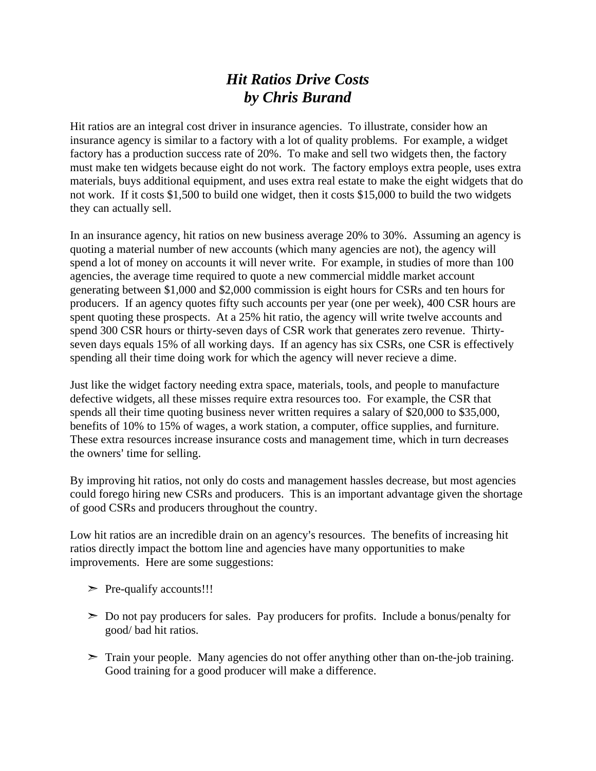# *Hit Ratios Drive Costs*
# *by Chris Burand*

Hit ratios are an integral cost driver in insurance agencies. To illustrate, consider how an insurance agency is similar to a factory with a lot of quality problems. For example, a widget factory has a production success rate of 20%. To make and sell two widgets then, the factory must make ten widgets because eight do not work. The factory employs extra people, uses extra materials, buys additional equipment, and uses extra real estate to make the eight widgets that do not work. If it costs $1,500 to build one widget, then it costs $15,000 to build the two widgets they can actually sell.

In an insurance agency, hit ratios on new business average 20% to 30%. Assuming an agency is quoting a material number of new accounts (which many agencies are not), the agency will spend a lot of money on accounts it will never write. For example, in studies of more than 100 agencies, the average time required to quote a new commercial middle market account generating between $1,000 and $2,000 commission is eight hours for CSRs and ten hours for producers. If an agency quotes fifty such accounts per year (one per week), 400 CSR hours are spent quoting these prospects. At a 25% hit ratio, the agency will write twelve accounts and spend 300 CSR hours or thirty-seven days of CSR work that generates zero revenue. Thirty-seven days equals 15% of all working days. If an agency has six CSRs, one CSR is effectively spending all their time doing work for which the agency will never recieve a dime.

Just like the widget factory needing extra space, materials, tools, and people to manufacture defective widgets, all these misses require extra resources too. For example, the CSR that spends all their time quoting business never written requires a salary of $20,000 to $35,000, benefits of 10% to 15% of wages, a work station, a computer, office supplies, and furniture. These extra resources increase insurance costs and management time, which in turn decreases the owners' time for selling.

By improving hit ratios, not only do costs and management hassles decrease, but most agencies could forego hiring new CSRs and producers. This is an important advantage given the shortage of good CSRs and producers throughout the country.

Low hit ratios are an incredible drain on an agency's resources. The benefits of increasing hit ratios directly impact the bottom line and agencies have many opportunities to make improvements. Here are some suggestions:

- Pre-qualify accounts!!!
- Do not pay producers for sales. Pay producers for profits. Include a bonus/penalty for good/ bad hit ratios.
- Train your people. Many agencies do not offer anything other than on-the-job training. Good training for a good producer will make a difference.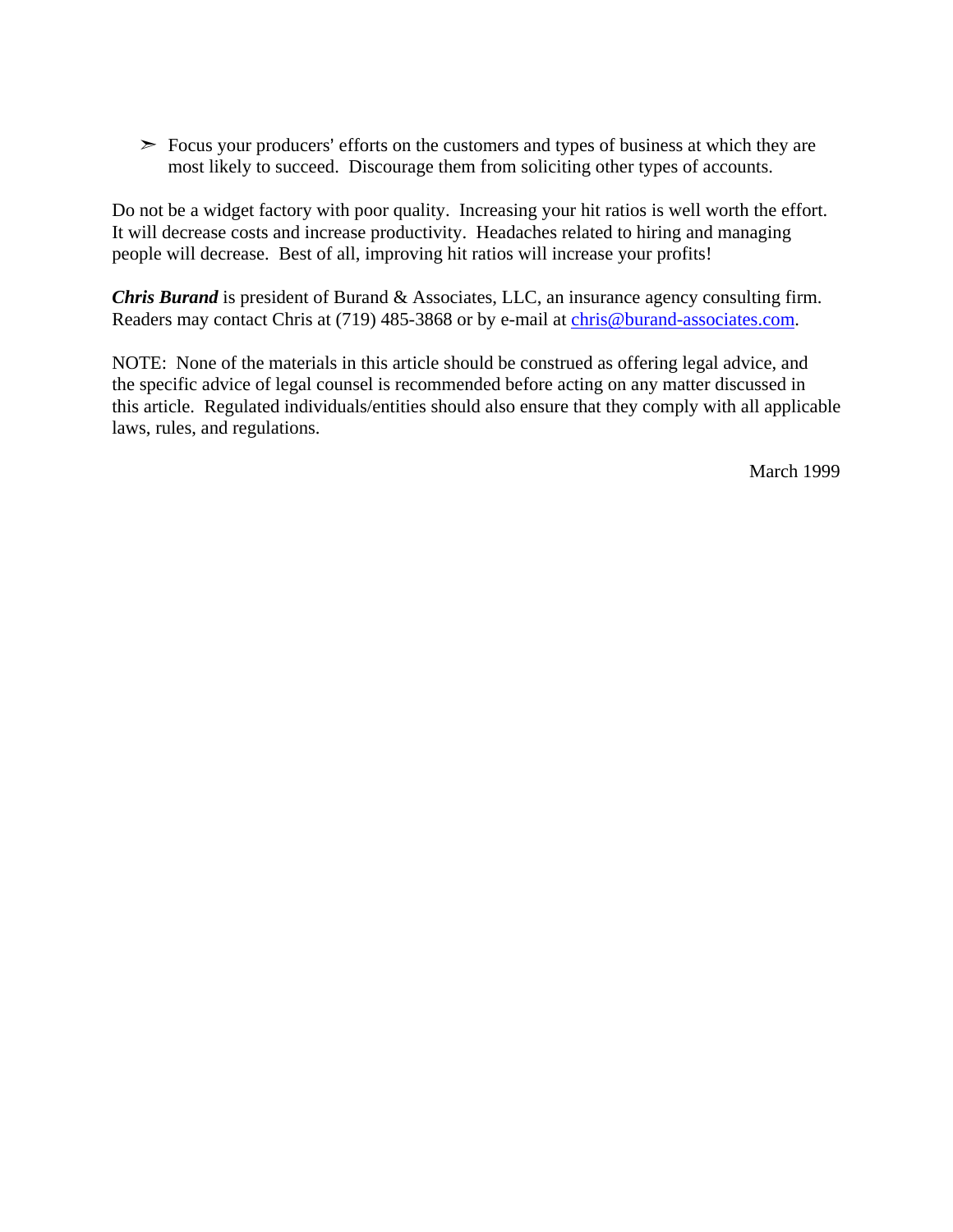- Focus your producers' efforts on the customers and types of business at which they are most likely to succeed. Discourage them from soliciting other types of accounts.

Do not be a widget factory with poor quality. Increasing your hit ratios is well worth the effort. It will decrease costs and increase productivity. Headaches related to hiring and managing people will decrease. Best of all, improving hit ratios will increase your profits!

***Chris Burand*** is president of Burand & Associates, LLC, an insurance agency consulting firm. Readers may contact Chris at (719) 485-3868 or by e-mail at chris@burand-associates.com.

NOTE: None of the materials in this article should be construed as offering legal advice, and the specific advice of legal counsel is recommended before acting on any matter discussed in this article. Regulated individuals/entities should also ensure that they comply with all applicable laws, rules, and regulations.

March 1999